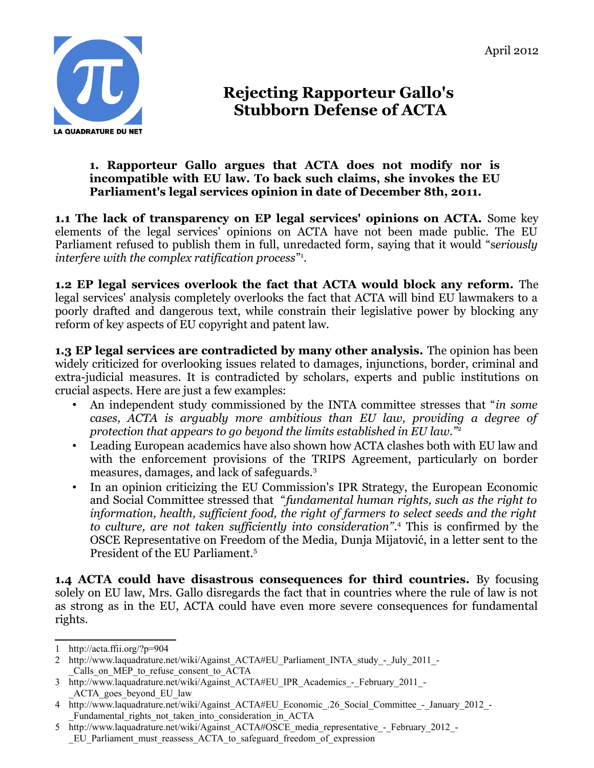LA QUADRATURE DU NET

April 2012

# Rejecting Rapporteur Gallo's Stubborn Defense of ACTA

## 1. Rapporteur Gallo argues that ACTA does not modify nor is incompatible with EU law. To back such claims, she invokes the EU Parliament's legal services opinion in date of December 8th, 2011.

**1.1 The lack of transparency on EP legal services' opinions on ACTA.** Some key elements of the legal services' opinions on ACTA have not been made public. The EU Parliament refused to publish them in full, unredacted form, saying that it would "*seriously interfere with the complex ratification process*"[1].

**1.2 EP legal services overlook the fact that ACTA would block any reform.** The legal services' analysis completely overlooks the fact that ACTA will bind EU lawmakers to a poorly drafted and dangerous text, while constrain their legislative power by blocking any reform of key aspects of EU copyright and patent law.

**1.3 EP legal services are contradicted by many other analysis.** The opinion has been widely criticized for overlooking issues related to damages, injunctions, border, criminal and extra-judicial measures. It is contradicted by scholars, experts and public institutions on crucial aspects. Here are just a few examples:

- An independent study commissioned by the INTA committee stresses that "*in some cases, ACTA is arguably more ambitious than EU law, providing a degree of protection that appears to go beyond the limits established in EU law.*"[2]
- Leading European academics have also shown how ACTA clashes both with EU law and with the enforcement provisions of the TRIPS Agreement, particularly on border measures, damages, and lack of safeguards.[3]
- In an opinion criticizing the EU Commission's IPR Strategy, the European Economic and Social Committee stressed that "*fundamental human rights, such as the right to information, health, sufficient food, the right of farmers to select seeds and the right to culture, are not taken sufficiently into consideration*".[4] This is confirmed by the OSCE Representative on Freedom of the Media, Dunja Mijatović, in a letter sent to the President of the EU Parliament.[5]

**1.4 ACTA could have disastrous consequences for third countries.** By focusing solely on EU law, Mrs. Gallo disregards the fact that in countries where the rule of law is not as strong as in the EU, ACTA could have even more severe consequences for fundamental rights.

---

1 http://acta.ffii.org/?p=904

2 http://www.laquadrature.net/wiki/Against_ACTA#EU_Parliament_INTA_study_-_July_2011_-_Calls_on_MEP_to_refuse_consent_to_ACTA

3 http://www.laquadrature.net/wiki/Against_ACTA#EU_IPR_Academics_-_February_2011_-_ACTA_goes_beyond_EU_law

4 http://www.laquadrature.net/wiki/Against_ACTA#EU_Economic_.26_Social_Committee_-_January_2012_-_Fundamental_rights_not_taken_into_consideration_in_ACTA

5 http://www.laquadrature.net/wiki/Against_ACTA#OSCE_media_representative_-_February_2012_-_EU_Parliament_must_reassess_ACTA_to_safeguard_freedom_of_expression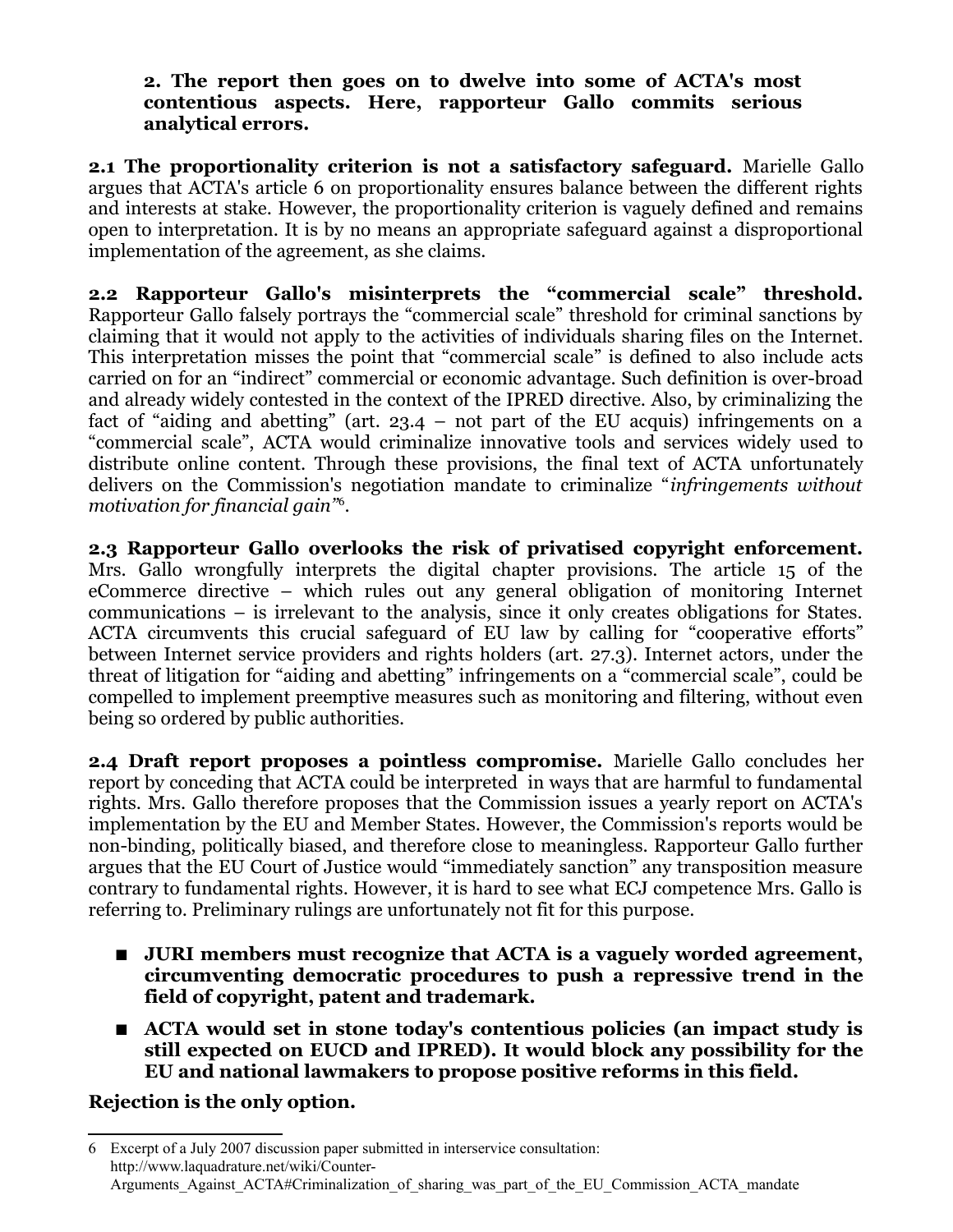**2. The report then goes on to dwelve into some of ACTA's most contentious aspects. Here, rapporteur Gallo commits serious analytical errors.**

**2.1 The proportionality criterion is not a satisfactory safeguard.** Marielle Gallo argues that ACTA's article 6 on proportionality ensures balance between the different rights and interests at stake. However, the proportionality criterion is vaguely defined and remains open to interpretation. It is by no means an appropriate safeguard against a disproportional implementation of the agreement, as she claims.

**2.2 Rapporteur Gallo's misinterprets the "commercial scale" threshold.** Rapporteur Gallo falsely portrays the "commercial scale" threshold for criminal sanctions by claiming that it would not apply to the activities of individuals sharing files on the Internet. This interpretation misses the point that "commercial scale" is defined to also include acts carried on for an "indirect" commercial or economic advantage. Such definition is over-broad and already widely contested in the context of the IPRED directive. Also, by criminalizing the fact of "aiding and abetting" (art. 23.4 – not part of the EU acquis) infringements on a "commercial scale", ACTA would criminalize innovative tools and services widely used to distribute online content. Through these provisions, the final text of ACTA unfortunately delivers on the Commission's negotiation mandate to criminalize "*infringements without motivation for financial gain*"[6].

**2.3 Rapporteur Gallo overlooks the risk of privatised copyright enforcement.** Mrs. Gallo wrongfully interprets the digital chapter provisions. The article 15 of the eCommerce directive – which rules out any general obligation of monitoring Internet communications – is irrelevant to the analysis, since it only creates obligations for States. ACTA circumvents this crucial safeguard of EU law by calling for "cooperative efforts" between Internet service providers and rights holders (art. 27.3). Internet actors, under the threat of litigation for "aiding and abetting" infringements on a "commercial scale", could be compelled to implement preemptive measures such as monitoring and filtering, without even being so ordered by public authorities.

**2.4 Draft report proposes a pointless compromise.** Marielle Gallo concludes her report by conceding that ACTA could be interpreted in ways that are harmful to fundamental rights. Mrs. Gallo therefore proposes that the Commission issues a yearly report on ACTA's implementation by the EU and Member States. However, the Commission's reports would be non-binding, politically biased, and therefore close to meaningless. Rapporteur Gallo further argues that the EU Court of Justice would "immediately sanction" any transposition measure contrary to fundamental rights. However, it is hard to see what ECJ competence Mrs. Gallo is referring to. Preliminary rulings are unfortunately not fit for this purpose.

- **JURI members must recognize that ACTA is a vaguely worded agreement, circumventing democratic procedures to push a repressive trend in the field of copyright, patent and trademark.**
- **ACTA would set in stone today's contentious policies (an impact study is still expected on EUCD and IPRED). It would block any possibility for the EU and national lawmakers to propose positive reforms in this field.**

**Rejection is the only option.**

---

6 Excerpt of a July 2007 discussion paper submitted in interservice consultation: http://www.laquadrature.net/wiki/Counter-Arguments_Against_ACTA#Criminalization_of_sharing_was_part_of_the_EU_Commission_ACTA_mandate